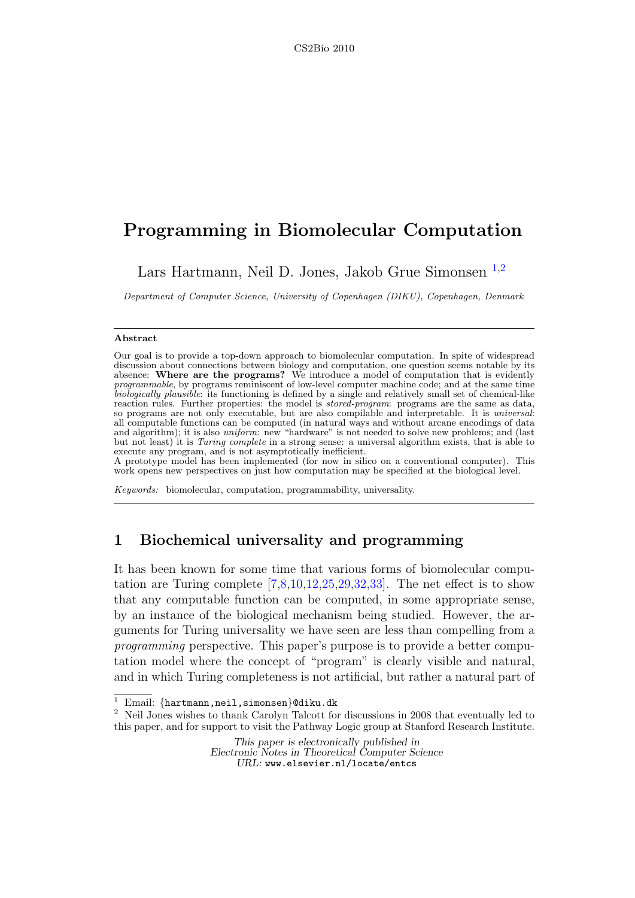# Programming in Biomolecular Computation

Lars Hartmann, Neil D. Jones, Jakob Grue Simonsen [1,2]

*Department of Computer Science, University of Copenhagen (DIKU), Copenhagen, Denmark*

---

**Abstract**

Our goal is to provide a top-down approach to biomolecular computation. In spite of widespread discussion about connections between biology and computation, one question seems notable by its absence: **Where are the programs?** We introduce a model of computation that is evidently *programmable*, by programs reminiscent of low-level computer machine code; and at the same time *biologically plausible*: its functioning is defined by a single and relatively small set of chemical-like reaction rules. Further properties: the model is *stored-program*: programs are the same as data, so programs are not only executable, but are also compilable and interpretable. It is *universal*: all computable functions can be computed (in natural ways and without arcane encodings of data and algorithm); it is also *uniform*: new "hardware" is not needed to solve new problems; and (last but not least) it is *Turing complete* in a strong sense: a universal algorithm exists, that is able to execute any program, and is not asymptotically inefficient.

A prototype model has been implemented (for now in silico on a conventional computer). This work opens new perspectives on just how computation may be specified at the biological level.

*Keywords:* biomolecular, computation, programmability, universality.

---

## 1 Biochemical universality and programming

It has been known for some time that various forms of biomolecular computation are Turing complete [7,8,10,12,25,29,32,33]. The net effect is to show that any computable function can be computed, in some appropriate sense, by an instance of the biological mechanism being studied. However, the arguments for Turing universality we have seen are less than compelling from a *programming* perspective. This paper's purpose is to provide a better computation model where the concept of "program" is clearly visible and natural, and in which Turing completeness is not artificial, but rather a natural part of

---

[1] Email: {hartmann,neil,simonsen}@diku.dk

[2] Neil Jones wishes to thank Carolyn Talcott for discussions in 2008 that eventually led to this paper, and for support to visit the Pathway Logic group at Stanford Research Institute.

*This paper is electronically published in Electronic Notes in Theoretical Computer Science URL:* www.elsevier.nl/locate/entcs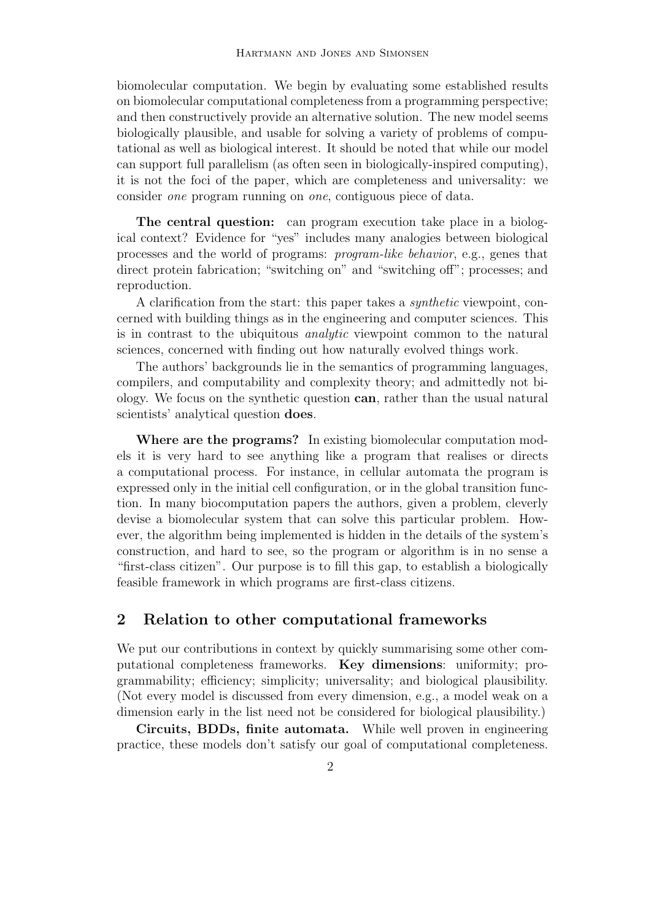biomolecular computation. We begin by evaluating some established results on biomolecular computational completeness from a programming perspective; and then constructively provide an alternative solution. The new model seems biologically plausible, and usable for solving a variety of problems of computational as well as biological interest. It should be noted that while our model can support full parallelism (as often seen in biologically-inspired computing), it is not the foci of the paper, which are completeness and universality: we consider *one* program running on *one*, contiguous piece of data.

**The central question:** can program execution take place in a biological context? Evidence for "yes" includes many analogies between biological processes and the world of programs: *program-like behavior*, e.g., genes that direct protein fabrication; "switching on" and "switching off"; processes; and reproduction.

A clarification from the start: this paper takes a *synthetic* viewpoint, concerned with building things as in the engineering and computer sciences. This is in contrast to the ubiquitous *analytic* viewpoint common to the natural sciences, concerned with finding out how naturally evolved things work.

The authors' backgrounds lie in the semantics of programming languages, compilers, and computability and complexity theory; and admittedly not biology. We focus on the synthetic question **can**, rather than the usual natural scientists' analytical question **does**.

**Where are the programs?** In existing biomolecular computation models it is very hard to see anything like a program that realises or directs a computational process. For instance, in cellular automata the program is expressed only in the initial cell configuration, or in the global transition function. In many biocomputation papers the authors, given a problem, cleverly devise a biomolecular system that can solve this particular problem. However, the algorithm being implemented is hidden in the details of the system's construction, and hard to see, so the program or algorithm is in no sense a "first-class citizen". Our purpose is to fill this gap, to establish a biologically feasible framework in which programs are first-class citizens.

## 2 Relation to other computational frameworks

We put our contributions in context by quickly summarising some other computational completeness frameworks. **Key dimensions**: uniformity; programmability; efficiency; simplicity; universality; and biological plausibility. (Not every model is discussed from every dimension, e.g., a model weak on a dimension early in the list need not be considered for biological plausibility.)

**Circuits, BDDs, finite automata.** While well proven in engineering practice, these models don't satisfy our goal of computational completeness.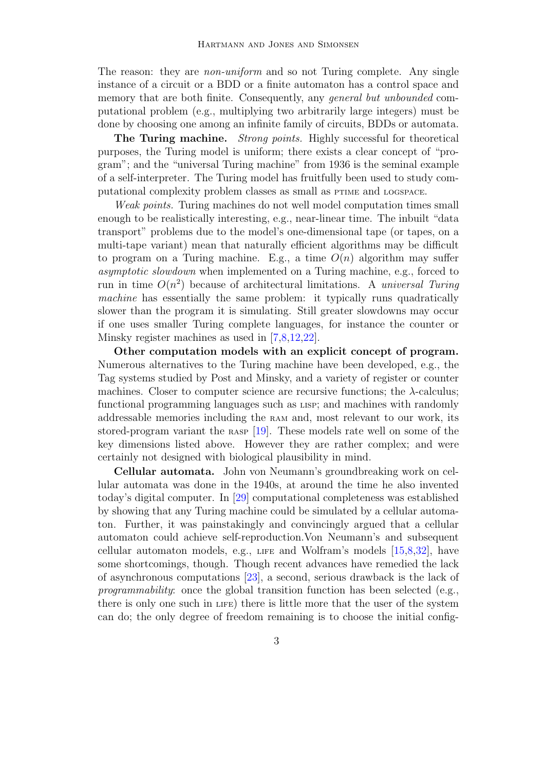The reason: they are *non-uniform* and so not Turing complete. Any single instance of a circuit or a BDD or a finite automaton has a control space and memory that are both finite. Consequently, any *general but unbounded* computational problem (e.g., multiplying two arbitrarily large integers) must be done by choosing one among an infinite family of circuits, BDDs or automata.

**The Turing machine.** *Strong points.* Highly successful for theoretical purposes, the Turing model is uniform; there exists a clear concept of "program"; and the "universal Turing machine" from 1936 is the seminal example of a self-interpreter. The Turing model has fruitfully been used to study computational complexity problem classes as small as PTIME and LOGSPACE.

*Weak points.* Turing machines do not well model computation times small enough to be realistically interesting, e.g., near-linear time. The inbuilt "data transport" problems due to the model's one-dimensional tape (or tapes, on a multi-tape variant) mean that naturally efficient algorithms may be difficult to program on a Turing machine. E.g., a time $O(n)$ algorithm may suffer *asymptotic slowdown* when implemented on a Turing machine, e.g., forced to run in time $O(n^2)$ because of architectural limitations. A *universal Turing machine* has essentially the same problem: it typically runs quadratically slower than the program it is simulating. Still greater slowdowns may occur if one uses smaller Turing complete languages, for instance the counter or Minsky register machines as used in [7,8,12,22].

**Other computation models with an explicit concept of program.** Numerous alternatives to the Turing machine have been developed, e.g., the Tag systems studied by Post and Minsky, and a variety of register or counter machines. Closer to computer science are recursive functions; the $\lambda$-calculus; functional programming languages such as LISP; and machines with randomly addressable memories including the RAM and, most relevant to our work, its stored-program variant the RASP [19]. These models rate well on some of the key dimensions listed above. However they are rather complex; and were certainly not designed with biological plausibility in mind.

**Cellular automata.** John von Neumann's groundbreaking work on cellular automata was done in the 1940s, at around the time he also invented today's digital computer. In [29] computational completeness was established by showing that any Turing machine could be simulated by a cellular automaton. Further, it was painstakingly and convincingly argued that a cellular automaton could achieve self-reproduction.Von Neumann's and subsequent cellular automaton models, e.g., LIFE and Wolfram's models [15,8,32], have some shortcomings, though. Though recent advances have remedied the lack of asynchronous computations [23], a second, serious drawback is the lack of *programmability*: once the global transition function has been selected (e.g., there is only one such in LIFE) there is little more that the user of the system can do; the only degree of freedom remaining is to choose the initial config-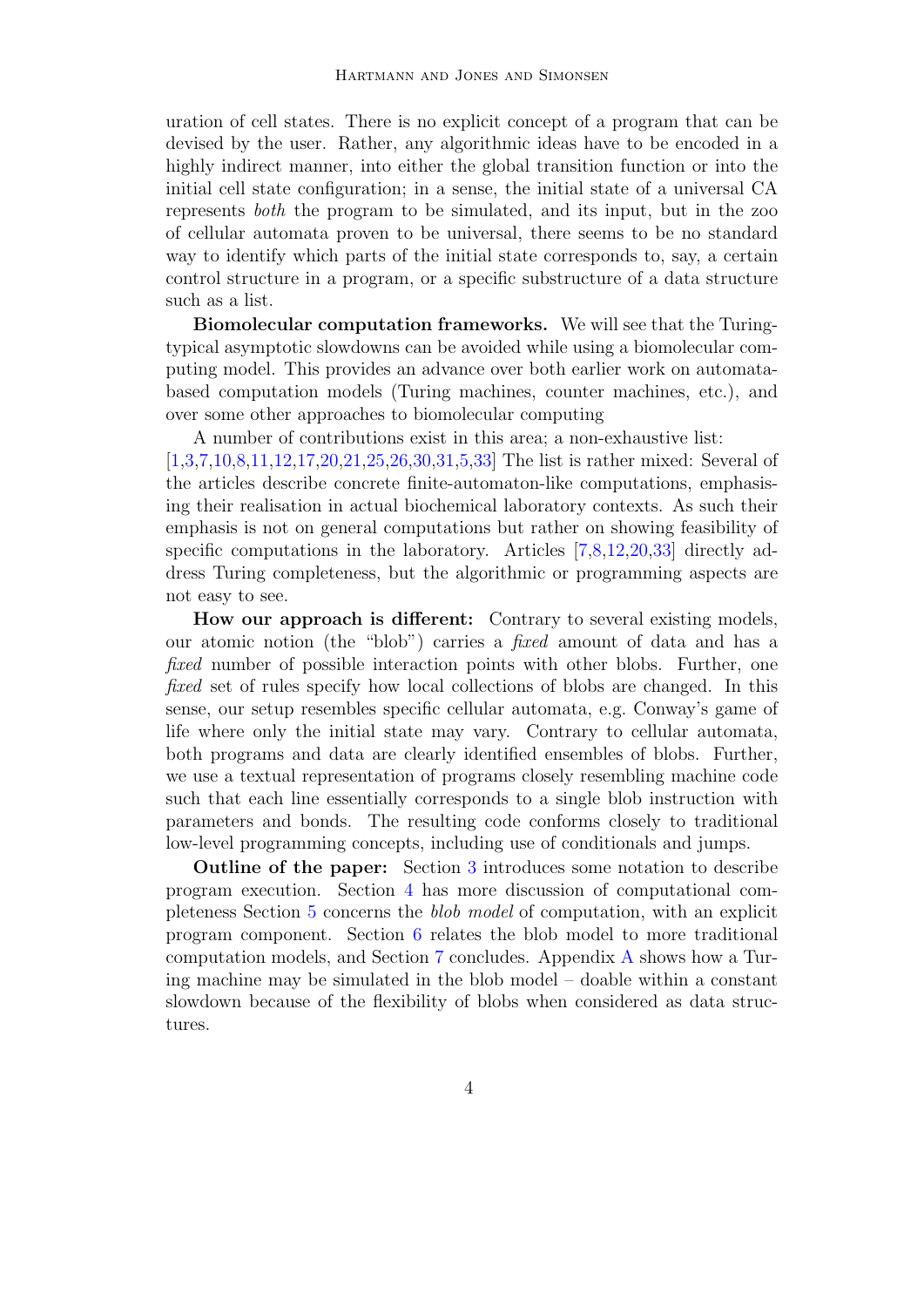uration of cell states. There is no explicit concept of a program that can be devised by the user. Rather, any algorithmic ideas have to be encoded in a highly indirect manner, into either the global transition function or into the initial cell state configuration; in a sense, the initial state of a universal CA represents *both* the program to be simulated, and its input, but in the zoo of cellular automata proven to be universal, there seems to be no standard way to identify which parts of the initial state corresponds to, say, a certain control structure in a program, or a specific substructure of a data structure such as a list.

**Biomolecular computation frameworks.** We will see that the Turing-typical asymptotic slowdowns can be avoided while using a biomolecular computing model. This provides an advance over both earlier work on automata-based computation models (Turing machines, counter machines, etc.), and over some other approaches to biomolecular computing

A number of contributions exist in this area; a non-exhaustive list: [1,3,7,10,8,11,12,17,20,21,25,26,30,31,5,33] The list is rather mixed: Several of the articles describe concrete finite-automaton-like computations, emphasising their realisation in actual biochemical laboratory contexts. As such their emphasis is not on general computations but rather on showing feasibility of specific computations in the laboratory. Articles [7,8,12,20,33] directly address Turing completeness, but the algorithmic or programming aspects are not easy to see.

**How our approach is different:** Contrary to several existing models, our atomic notion (the "blob") carries a *fixed* amount of data and has a *fixed* number of possible interaction points with other blobs. Further, one *fixed* set of rules specify how local collections of blobs are changed. In this sense, our setup resembles specific cellular automata, e.g. Conway's game of life where only the initial state may vary. Contrary to cellular automata, both programs and data are clearly identified ensembles of blobs. Further, we use a textual representation of programs closely resembling machine code such that each line essentially corresponds to a single blob instruction with parameters and bonds. The resulting code conforms closely to traditional low-level programming concepts, including use of conditionals and jumps.

**Outline of the paper:** Section 3 introduces some notation to describe program execution. Section 4 has more discussion of computational completeness Section 5 concerns the *blob model* of computation, with an explicit program component. Section 6 relates the blob model to more traditional computation models, and Section 7 concludes. Appendix A shows how a Turing machine may be simulated in the blob model – doable within a constant slowdown because of the flexibility of blobs when considered as data structures.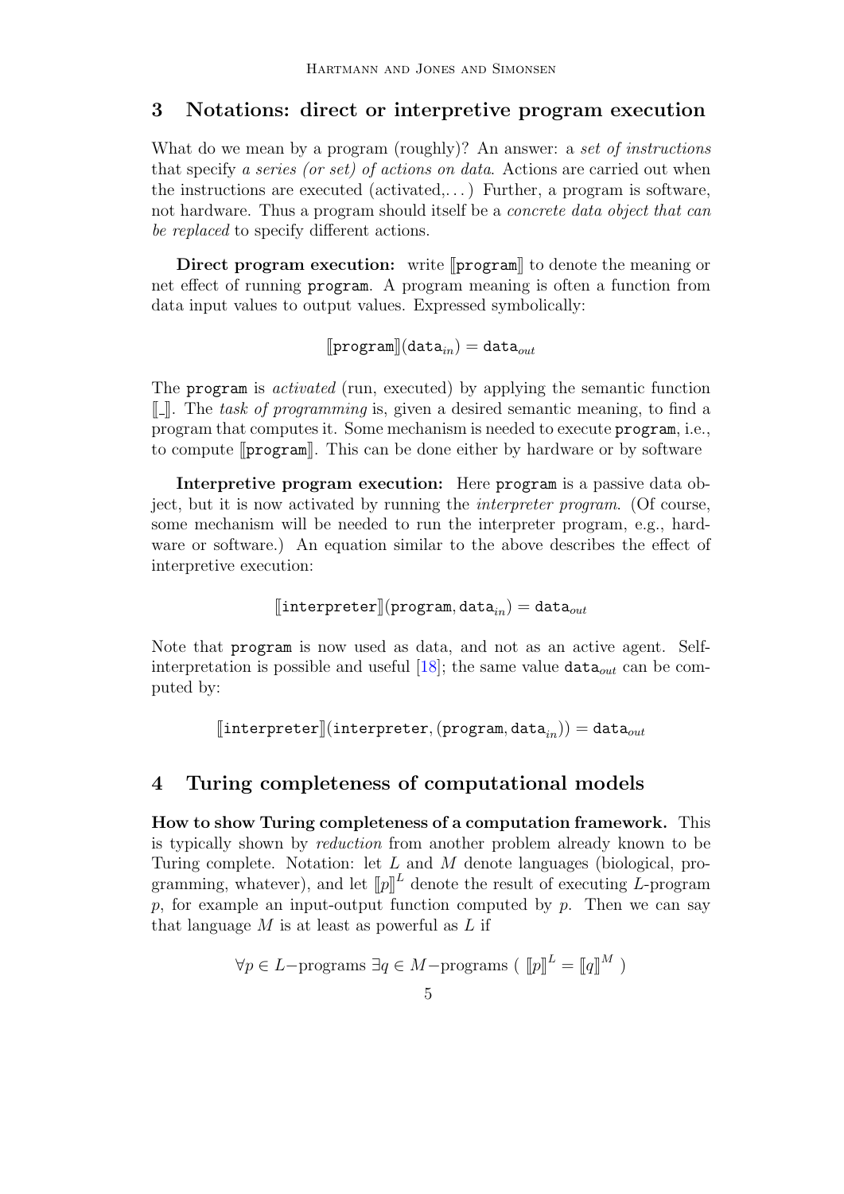## 3 Notations: direct or interpretive program execution

What do we mean by a program (roughly)? An answer: a *set of instructions* that specify *a series (or set) of actions on data*. Actions are carried out when the instructions are executed (activated,. . . ) Further, a program is software, not hardware. Thus a program should itself be a *concrete data object that can be replaced* to specify different actions.

**Direct program execution:** write $[\![\texttt{program}]\!]$ to denote the meaning or net effect of running `program`. A program meaning is often a function from data input values to output values. Expressed symbolically:

$$[\![\texttt{program}]\!](\texttt{data}_{in}) = \texttt{data}_{out}$$

The `program` is *activated* (run, executed) by applying the semantic function $[\![\_]\!]$. The *task of programming* is, given a desired semantic meaning, to find a program that computes it. Some mechanism is needed to execute `program`, i.e., to compute $[\![\texttt{program}]\!]$. This can be done either by hardware or by software

**Interpretive program execution:** Here `program` is a passive data object, but it is now activated by running the *interpreter program*. (Of course, some mechanism will be needed to run the interpreter program, e.g., hardware or software.) An equation similar to the above describes the effect of interpretive execution:

$$[\![\texttt{interpreter}]\!](\texttt{program}, \texttt{data}_{in}) = \texttt{data}_{out}$$

Note that `program` is now used as data, and not as an active agent. Self-interpretation is possible and useful [18]; the same value $\texttt{data}_{out}$ can be computed by:

$$[\![\texttt{interpreter}]\!](\texttt{interpreter}, (\texttt{program}, \texttt{data}_{in})) = \texttt{data}_{out}$$

## 4 Turing completeness of computational models

**How to show Turing completeness of a computation framework.** This is typically shown by *reduction* from another problem already known to be Turing complete. Notation: let $L$ and $M$ denote languages (biological, programming, whatever), and let $[\![p]\!]^L$ denote the result of executing $L$-program $p$, for example an input-output function computed by $p$. Then we can say that language $M$ is at least as powerful as $L$ if

$$\forall p \in L\text{−programs } \exists q \in M\text{−programs } (\ [\![p]\!]^L = [\![q]\!]^M\ )$$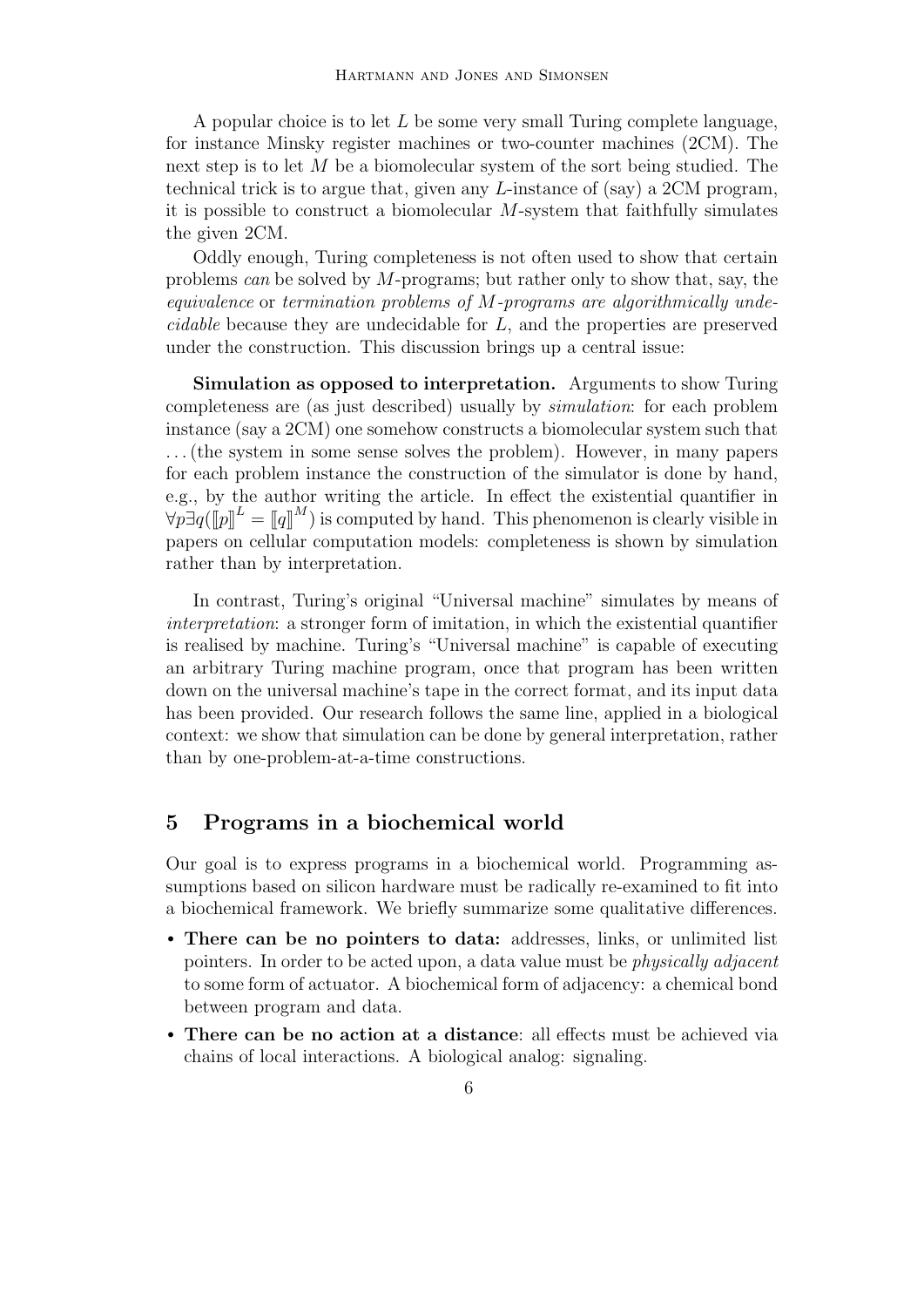A popular choice is to let $L$ be some very small Turing complete language, for instance Minsky register machines or two-counter machines (2CM). The next step is to let $M$ be a biomolecular system of the sort being studied. The technical trick is to argue that, given any $L$-instance of (say) a 2CM program, it is possible to construct a biomolecular $M$-system that faithfully simulates the given 2CM.

Oddly enough, Turing completeness is not often used to show that certain problems *can* be solved by $M$-programs; but rather only to show that, say, the *equivalence* or *termination problems of $M$-programs are algorithmically undecidable* because they are undecidable for $L$, and the properties are preserved under the construction. This discussion brings up a central issue:

**Simulation as opposed to interpretation.** Arguments to show Turing completeness are (as just described) usually by *simulation*: for each problem instance (say a 2CM) one somehow constructs a biomolecular system such that . . . (the system in some sense solves the problem). However, in many papers for each problem instance the construction of the simulator is done by hand, e.g., by the author writing the article. In effect the existential quantifier in $\forall p \exists q (\llbracket p \rrbracket^L = \llbracket q \rrbracket^M)$ is computed by hand. This phenomenon is clearly visible in papers on cellular computation models: completeness is shown by simulation rather than by interpretation.

In contrast, Turing's original "Universal machine" simulates by means of *interpretation*: a stronger form of imitation, in which the existential quantifier is realised by machine. Turing's "Universal machine" is capable of executing an arbitrary Turing machine program, once that program has been written down on the universal machine's tape in the correct format, and its input data has been provided. Our research follows the same line, applied in a biological context: we show that simulation can be done by general interpretation, rather than by one-problem-at-a-time constructions.

## 5 Programs in a biochemical world

Our goal is to express programs in a biochemical world. Programming assumptions based on silicon hardware must be radically re-examined to fit into a biochemical framework. We briefly summarize some qualitative differences.

- **There can be no pointers to data:** addresses, links, or unlimited list pointers. In order to be acted upon, a data value must be *physically adjacent* to some form of actuator. A biochemical form of adjacency: a chemical bond between program and data.
- **There can be no action at a distance**: all effects must be achieved via chains of local interactions. A biological analog: signaling.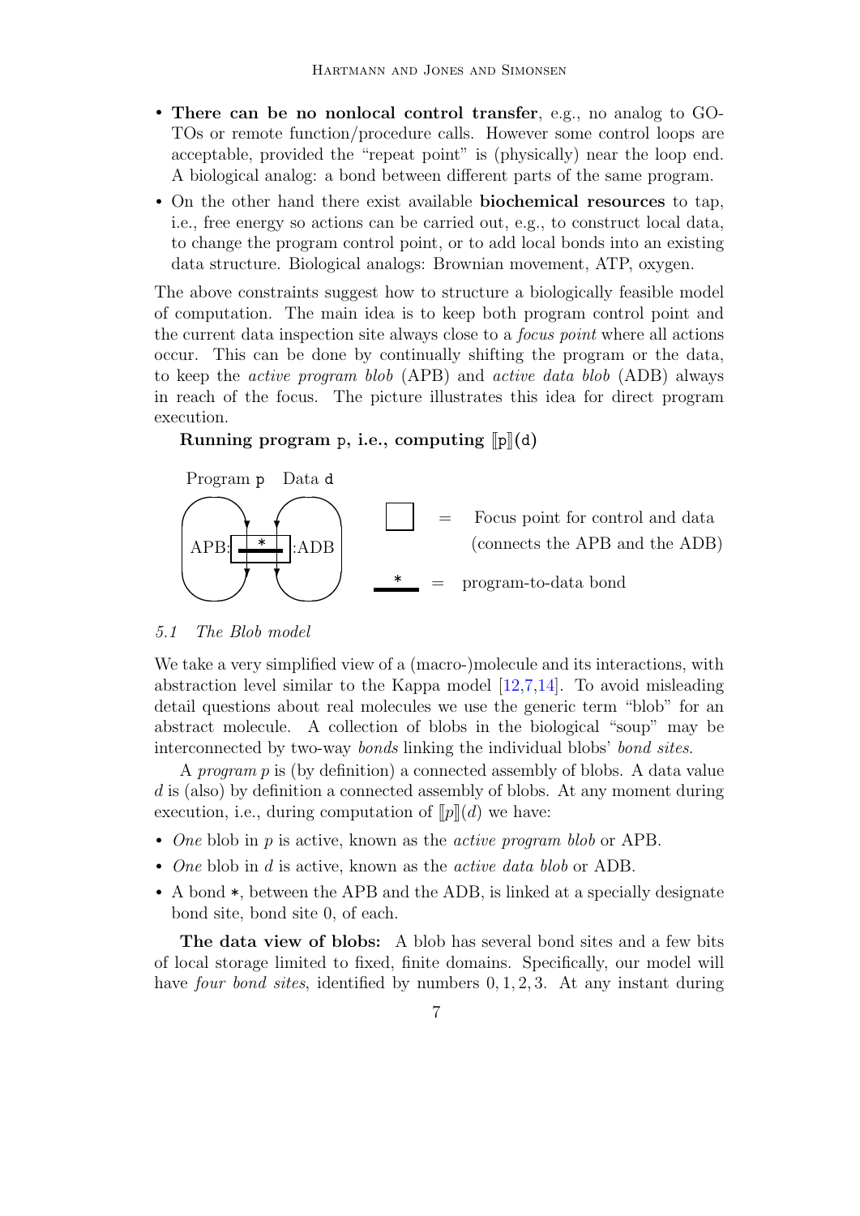- **There can be no nonlocal control transfer**, e.g., no analog to GOTOs or remote function/procedure calls. However some control loops are acceptable, provided the "repeat point" is (physically) near the loop end. A biological analog: a bond between different parts of the same program.
- On the other hand there exist available **biochemical resources** to tap, i.e., free energy so actions can be carried out, e.g., to construct local data, to change the program control point, or to add local bonds into an existing data structure. Biological analogs: Brownian movement, ATP, oxygen.

The above constraints suggest how to structure a biologically feasible model of computation. The main idea is to keep both program control point and the current data inspection site always close to a *focus point* where all actions occur. This can be done by continually shifting the program or the data, to keep the *active program blob* (APB) and *active data blob* (ADB) always in reach of the focus. The picture illustrates this idea for direct program execution.

**Running program p, i.e., computing $[\![p]\!](d)$**

Program p Data d

APB: * :ADB

= Focus point for control and data (connects the APB and the ADB)

* = program-to-data bond

### 5.1 The Blob model

We take a very simplified view of a (macro-)molecule and its interactions, with abstraction level similar to the Kappa model [12,7,14]. To avoid misleading detail questions about real molecules we use the generic term "blob" for an abstract molecule. A collection of blobs in the biological "soup" may be interconnected by two-way *bonds* linking the individual blobs' *bond sites*.

A *program* $p$ is (by definition) a connected assembly of blobs. A data value $d$ is (also) by definition a connected assembly of blobs. At any moment during execution, i.e., during computation of $[\![p]\!](d)$ we have:

- *One* blob in $p$ is active, known as the *active program blob* or APB.
- *One* blob in $d$ is active, known as the *active data blob* or ADB.
- A bond *, between the APB and the ADB, is linked at a specially designate bond site, bond site 0, of each.

**The data view of blobs:** A blob has several bond sites and a few bits of local storage limited to fixed, finite domains. Specifically, our model will have *four bond sites*, identified by numbers $0, 1, 2, 3$. At any instant during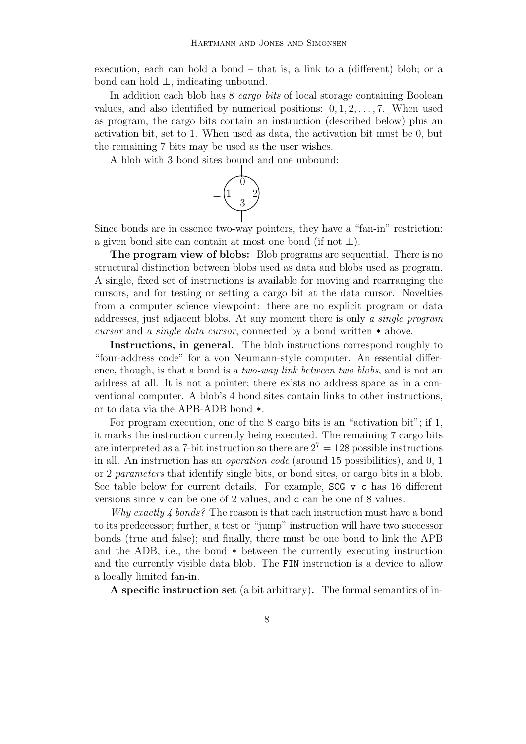execution, each can hold a bond – that is, a link to a (different) blob; or a bond can hold $\perp$, indicating unbound.

In addition each blob has 8 *cargo bits* of local storage containing Boolean values, and also identified by numerical positions: $0, 1, 2, \ldots, 7$. When used as program, the cargo bits contain an instruction (described below) plus an activation bit, set to 1. When used as data, the activation bit must be 0, but the remaining 7 bits may be used as the user wishes.

A blob with 3 bond sites bound and one unbound:

Since bonds are in essence two-way pointers, they have a "fan-in" restriction: a given bond site can contain at most one bond (if not $\perp$).

**The program view of blobs:** Blob programs are sequential. There is no structural distinction between blobs used as data and blobs used as program. A single, fixed set of instructions is available for moving and rearranging the cursors, and for testing or setting a cargo bit at the data cursor. Novelties from a computer science viewpoint: there are no explicit program or data addresses, just adjacent blobs. At any moment there is only *a single program cursor* and *a single data cursor*, connected by a bond written `*` above.

**Instructions, in general.** The blob instructions correspond roughly to "four-address code" for a von Neumann-style computer. An essential difference, though, is that a bond is a *two-way link between two blobs*, and is not an address at all. It is not a pointer; there exists no address space as in a conventional computer. A blob's 4 bond sites contain links to other instructions, or to data via the APB-ADB bond `*`.

For program execution, one of the 8 cargo bits is an "activation bit"; if 1, it marks the instruction currently being executed. The remaining 7 cargo bits are interpreted as a 7-bit instruction so there are $2^7 = 128$ possible instructions in all. An instruction has an *operation code* (around 15 possibilities), and 0, 1 or 2 *parameters* that identify single bits, or bond sites, or cargo bits in a blob. See table below for current details. For example, `SCG v c` has 16 different versions since `v` can be one of 2 values, and `c` can be one of 8 values.

*Why exactly 4 bonds?* The reason is that each instruction must have a bond to its predecessor; further, a test or "jump" instruction will have two successor bonds (true and false); and finally, there must be one bond to link the APB and the ADB, i.e., the bond `*` between the currently executing instruction and the currently visible data blob. The `FIN` instruction is a device to allow a locally limited fan-in.

**A specific instruction set** (a bit arbitrary)**.** The formal semantics of in-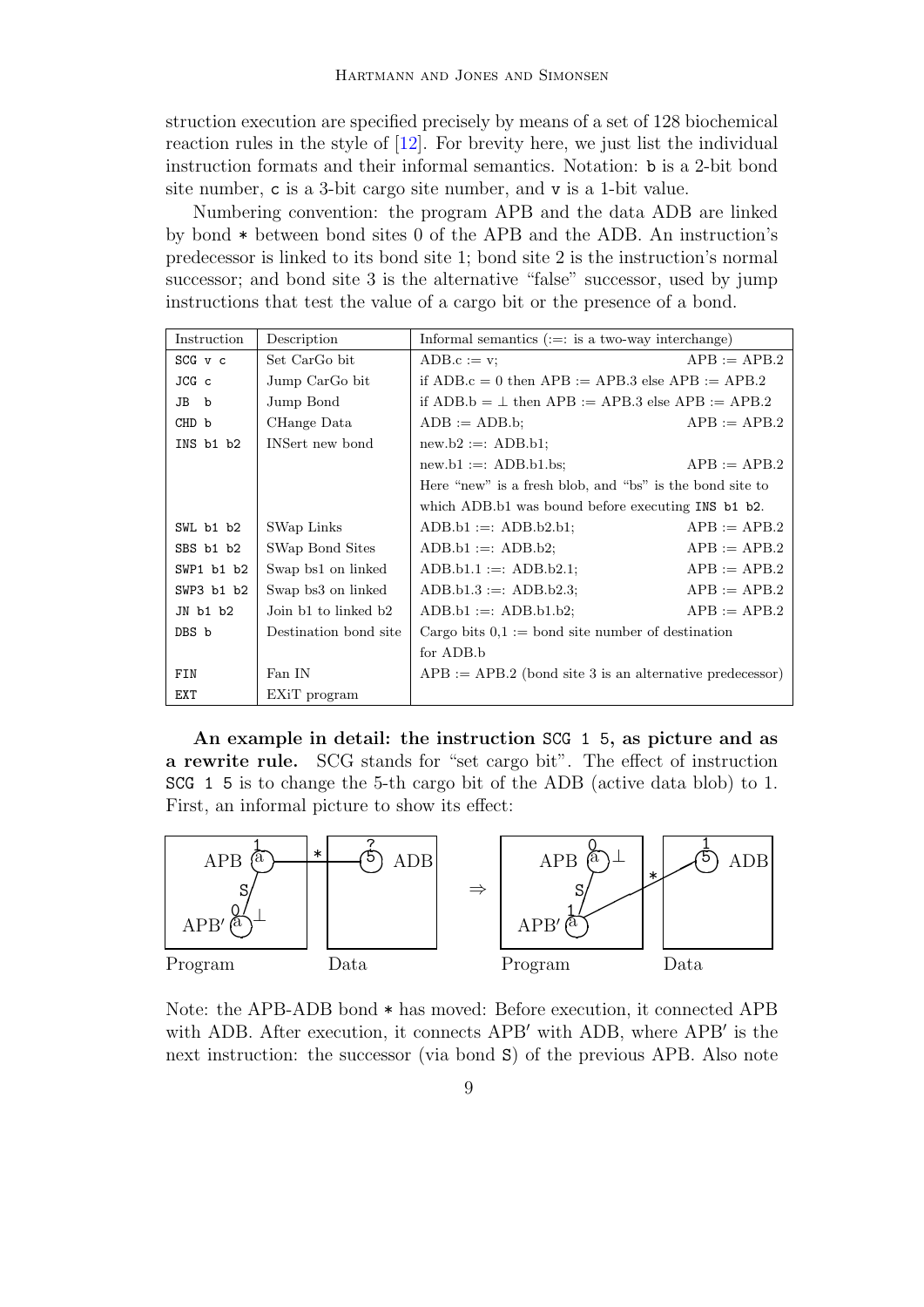struction execution are specified precisely by means of a set of 128 biochemical reaction rules in the style of [12]. For brevity here, we just list the individual instruction formats and their informal semantics. Notation: `b` is a 2-bit bond site number, `c` is a 3-bit cargo site number, and `v` is a 1-bit value.

Numbering convention: the program APB and the data ADB are linked by bond * between bond sites 0 of the APB and the ADB. An instruction's predecessor is linked to its bond site 1; bond site 2 is the instruction's normal successor; and bond site 3 is the alternative "false" successor, used by jump instructions that test the value of a cargo bit or the presence of a bond.

| Instruction | Description | Informal semantics (:=: is a two-way interchange) | |
|---|---|---|---|
| `SCG v c` | Set CarGo bit | ADB.c := v; | APB := APB.2 |
| `JCG c` | Jump CarGo bit | if ADB.c = 0 then APB := APB.3 else APB := APB.2 | |
| `JB b` | Jump Bond | if ADB.b = ⊥ then APB := APB.3 else APB := APB.2 | |
| `CHD b` | CHange Data | ADB := ADB.b; | APB := APB.2 |
| `INS b1 b2` | INSert new bond | new.b2 :=: ADB.b1; | |
| | | new.b1 :=: ADB.b1.bs; | APB := APB.2 |
| | | Here "new" is a fresh blob, and "bs" is the bond site to | |
| | | which ADB.b1 was bound before executing `INS b1 b2`. | |
| `SWL b1 b2` | SWap Links | ADB.b1 :=: ADB.b2.b1; | APB := APB.2 |
| `SBS b1 b2` | SWap Bond Sites | ADB.b1 :=: ADB.b2; | APB := APB.2 |
| `SWP1 b1 b2` | Swap bs1 on linked | ADB.b1.1 :=: ADB.b2.1; | APB := APB.2 |
| `SWP3 b1 b2` | Swap bs3 on linked | ADB.b1.3 :=: ADB.b2.3; | APB := APB.2 |
| `JN b1 b2` | Join b1 to linked b2 | ADB.b1 :=: ADB.b1.b2; | APB := APB.2 |
| `DBS b` | Destination bond site | Cargo bits 0,1 := bond site number of destination | |
| | | for ADB.b | |
| `FIN` | Fan IN | APB := APB.2 (bond site 3 is an alternative predecessor) | |
| `EXT` | EXiT program | | |

**An example in detail: the instruction `SCG 1 5`, as picture and as a rewrite rule.** SCG stands for "set cargo bit". The effect of instruction `SCG 1 5` is to change the 5-th cargo bit of the ADB (active data blob) to 1. First, an informal picture to show its effect:

Note: the APB-ADB bond * has moved: Before execution, it connected APB with ADB. After execution, it connects APB′ with ADB, where APB′ is the next instruction: the successor (via bond `S`) of the previous APB. Also note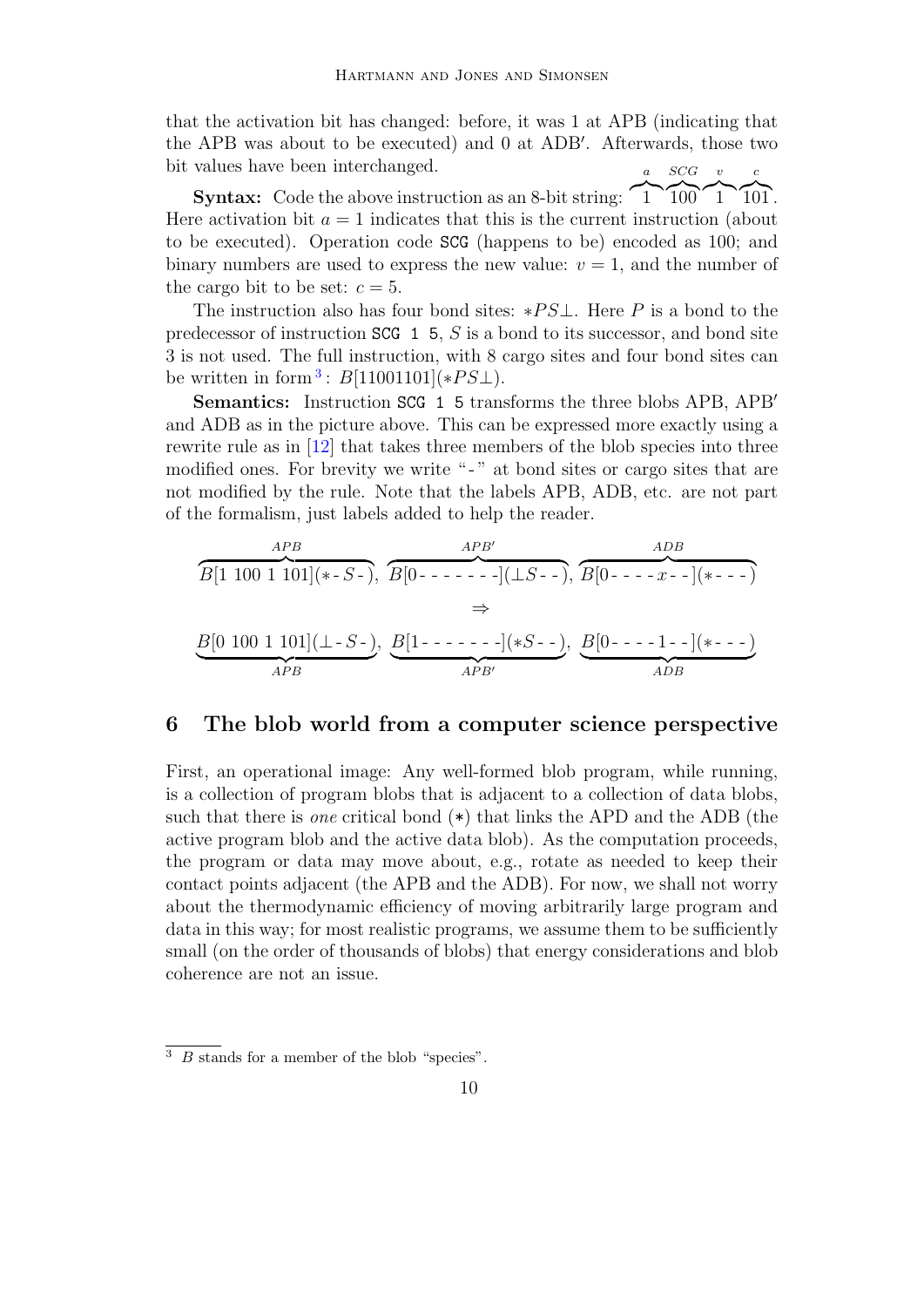that the activation bit has changed: before, it was 1 at APB (indicating that the APB was about to be executed) and 0 at ADB′. Afterwards, those two bit values have been interchanged.

**Syntax:** Code the above instruction as an 8-bit string: $\overbrace{1}^{a}\overbrace{100}^{SCG}\overbrace{1}^{v}\overbrace{101}^{c}$. Here activation bit $a = 1$ indicates that this is the current instruction (about to be executed). Operation code `SCG` (happens to be) encoded as 100; and binary numbers are used to express the new value: $v = 1$, and the number of the cargo bit to be set: $c = 5$.

The instruction also has four bond sites: $*PS\bot$. Here $P$ is a bond to the predecessor of instruction `SCG 1 5`, $S$ is a bond to its successor, and bond site 3 is not used. The full instruction, with 8 cargo sites and four bond sites can be written in form[3]: $B[11001101](*PS\bot)$.

**Semantics:** Instruction `SCG 1 5` transforms the three blobs APB, APB′ and ADB as in the picture above. This can be expressed more exactly using a rewrite rule as in [12] that takes three members of the blob species into three modified ones. For brevity we write "-" at bond sites or cargo sites that are not modified by the rule. Note that the labels APB, ADB, etc. are not part of the formalism, just labels added to help the reader.

$$\overbrace{B[1\ 100\ 1\ 101](*\text{-}S\text{-})}^{APB},\ \overbrace{B[0\text{-}\text{-}\text{-}\text{-}\text{-}\text{-}\text{-}](\bot S\text{-}\text{-})}^{APB'},\ \overbrace{B[0\text{-}\text{-}\text{-}\text{-}x\text{-}\text{-}](*\text{-}\text{-}\text{-})}^{ADB}$$

$$\Rightarrow$$

$$\underbrace{B[0\ 100\ 1\ 101](\bot\text{-}S\text{-})}_{APB},\ \underbrace{B[1\text{-}\text{-}\text{-}\text{-}\text{-}\text{-}\text{-}](*S\text{-}\text{-})}_{APB'},\ \underbrace{B[0\text{-}\text{-}\text{-}\text{-}1\text{-}\text{-}](*\text{-}\text{-}\text{-})}_{ADB}$$

## 6 The blob world from a computer science perspective

First, an operational image: Any well-formed blob program, while running, is a collection of program blobs that is adjacent to a collection of data blobs, such that there is *one* critical bond (*) that links the APD and the ADB (the active program blob and the active data blob). As the computation proceeds, the program or data may move about, e.g., rotate as needed to keep their contact points adjacent (the APB and the ADB). For now, we shall not worry about the thermodynamic efficiency of moving arbitrarily large program and data in this way; for most realistic programs, we assume them to be sufficiently small (on the order of thousands of blobs) that energy considerations and blob coherence are not an issue.

[3] $B$ stands for a member of the blob "species".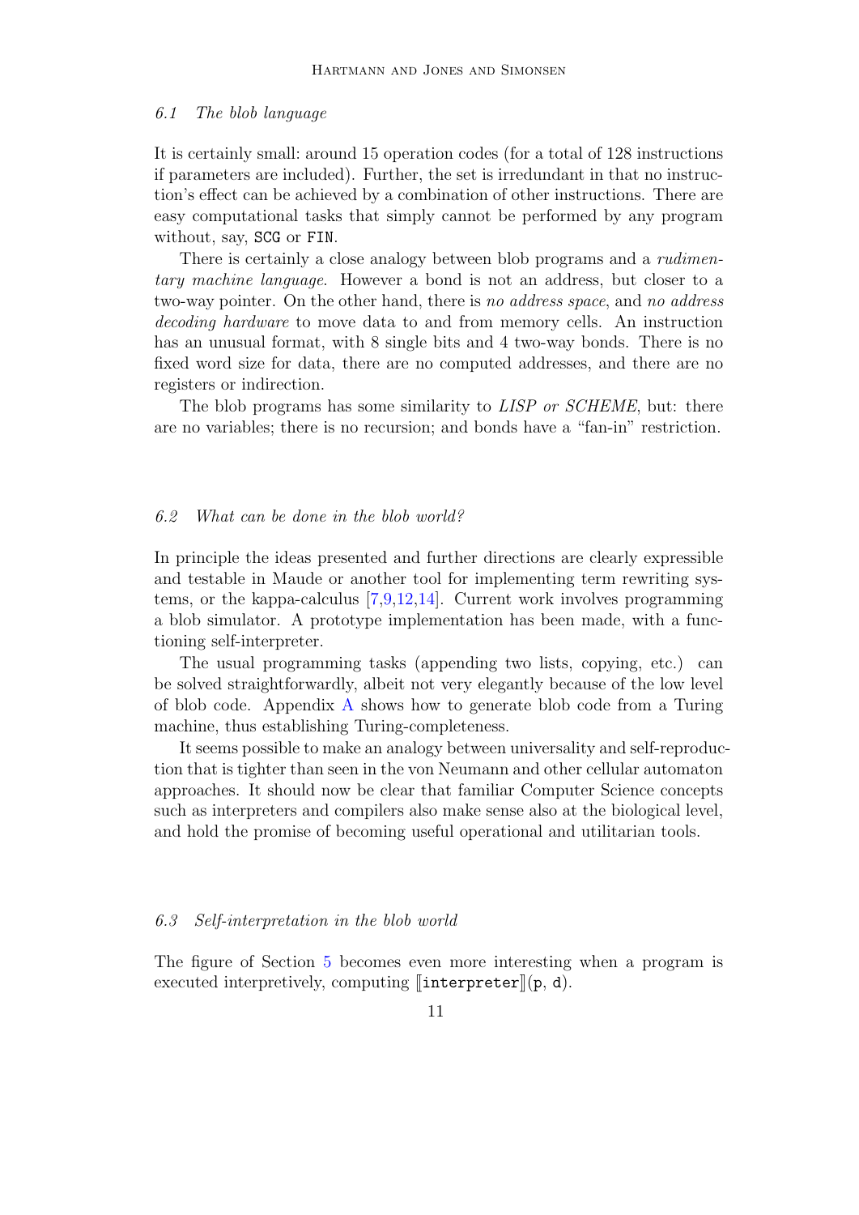### 6.1 The blob language

It is certainly small: around 15 operation codes (for a total of 128 instructions if parameters are included). Further, the set is irredundant in that no instruction's effect can be achieved by a combination of other instructions. There are easy computational tasks that simply cannot be performed by any program without, say, SCG or FIN.

There is certainly a close analogy between blob programs and a *rudimentary machine language*. However a bond is not an address, but closer to a two-way pointer. On the other hand, there is *no address space*, and *no address decoding hardware* to move data to and from memory cells. An instruction has an unusual format, with 8 single bits and 4 two-way bonds. There is no fixed word size for data, there are no computed addresses, and there are no registers or indirection.

The blob programs has some similarity to *LISP or SCHEME*, but: there are no variables; there is no recursion; and bonds have a "fan-in" restriction.

### 6.2 What can be done in the blob world?

In principle the ideas presented and further directions are clearly expressible and testable in Maude or another tool for implementing term rewriting systems, or the kappa-calculus [7,9,12,14]. Current work involves programming a blob simulator. A prototype implementation has been made, with a functioning self-interpreter.

The usual programming tasks (appending two lists, copying, etc.) can be solved straightforwardly, albeit not very elegantly because of the low level of blob code. Appendix A shows how to generate blob code from a Turing machine, thus establishing Turing-completeness.

It seems possible to make an analogy between universality and self-reproduction that is tighter than seen in the von Neumann and other cellular automaton approaches. It should now be clear that familiar Computer Science concepts such as interpreters and compilers also make sense also at the biological level, and hold the promise of becoming useful operational and utilitarian tools.

### 6.3 Self-interpretation in the blob world

The figure of Section 5 becomes even more interesting when a program is executed interpretively, computing $[\![\texttt{interpreter}]\!](\texttt{p}, \texttt{d})$.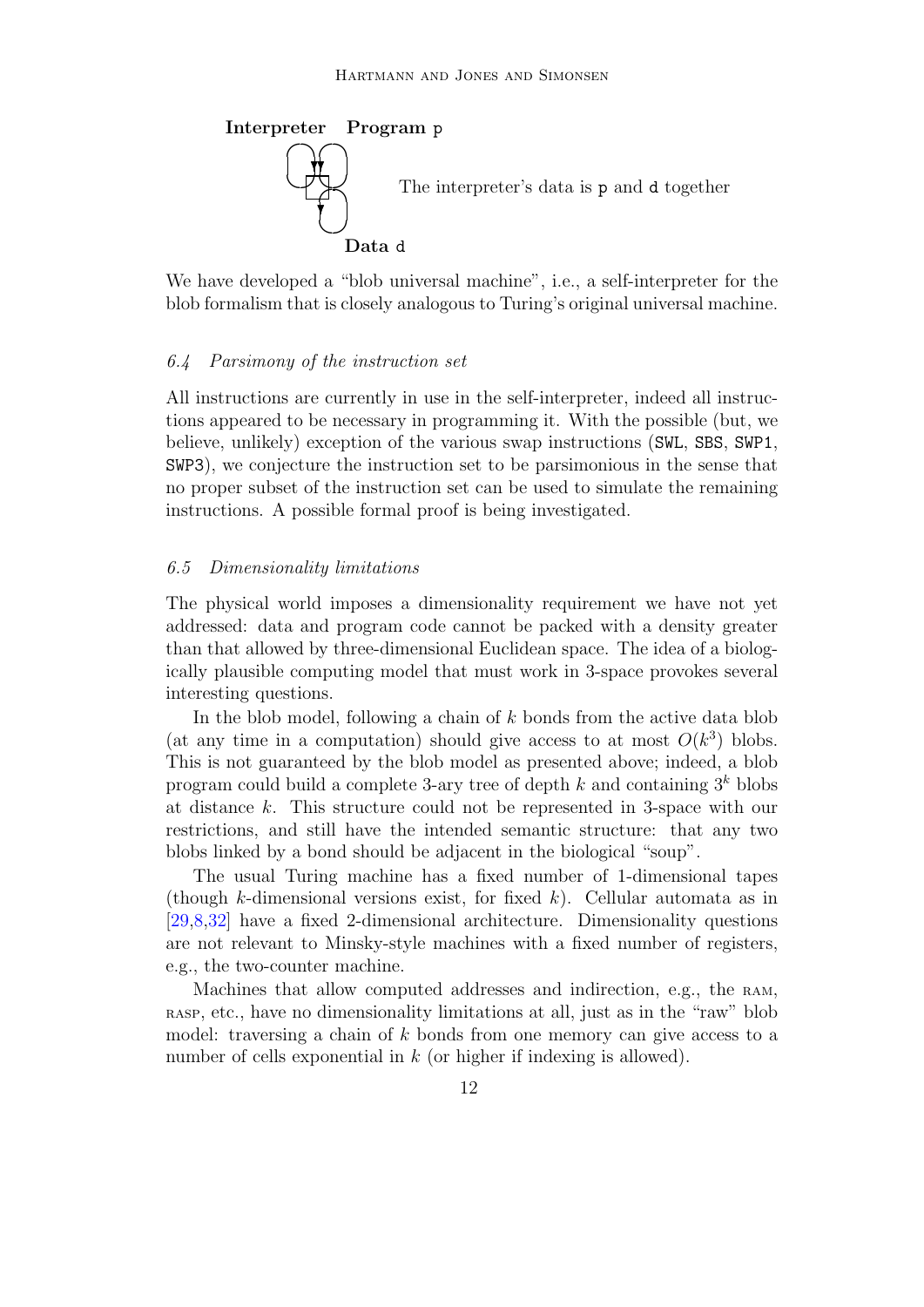**Interpreter** **Program** p

The interpreter's data is p and d together

**Data** d

We have developed a "blob universal machine", i.e., a self-interpreter for the blob formalism that is closely analogous to Turing's original universal machine.

### *6.4 Parsimony of the instruction set*

All instructions are currently in use in the self-interpreter, indeed all instructions appeared to be necessary in programming it. With the possible (but, we believe, unlikely) exception of the various swap instructions (`SWL`, `SBS`, `SWP1`, `SWP3`), we conjecture the instruction set to be parsimonious in the sense that no proper subset of the instruction set can be used to simulate the remaining instructions. A possible formal proof is being investigated.

### *6.5 Dimensionality limitations*

The physical world imposes a dimensionality requirement we have not yet addressed: data and program code cannot be packed with a density greater than that allowed by three-dimensional Euclidean space. The idea of a biologically plausible computing model that must work in 3-space provokes several interesting questions.

In the blob model, following a chain of $k$ bonds from the active data blob (at any time in a computation) should give access to at most $O(k^3)$ blobs. This is not guaranteed by the blob model as presented above; indeed, a blob program could build a complete 3-ary tree of depth $k$ and containing $3^k$ blobs at distance $k$. This structure could not be represented in 3-space with our restrictions, and still have the intended semantic structure: that any two blobs linked by a bond should be adjacent in the biological "soup".

The usual Turing machine has a fixed number of 1-dimensional tapes (though $k$-dimensional versions exist, for fixed $k$). Cellular automata as in [29,8,32] have a fixed 2-dimensional architecture. Dimensionality questions are not relevant to Minsky-style machines with a fixed number of registers, e.g., the two-counter machine.

Machines that allow computed addresses and indirection, e.g., the RAM, RASP, etc., have no dimensionality limitations at all, just as in the "raw" blob model: traversing a chain of $k$ bonds from one memory can give access to a number of cells exponential in $k$ (or higher if indexing is allowed).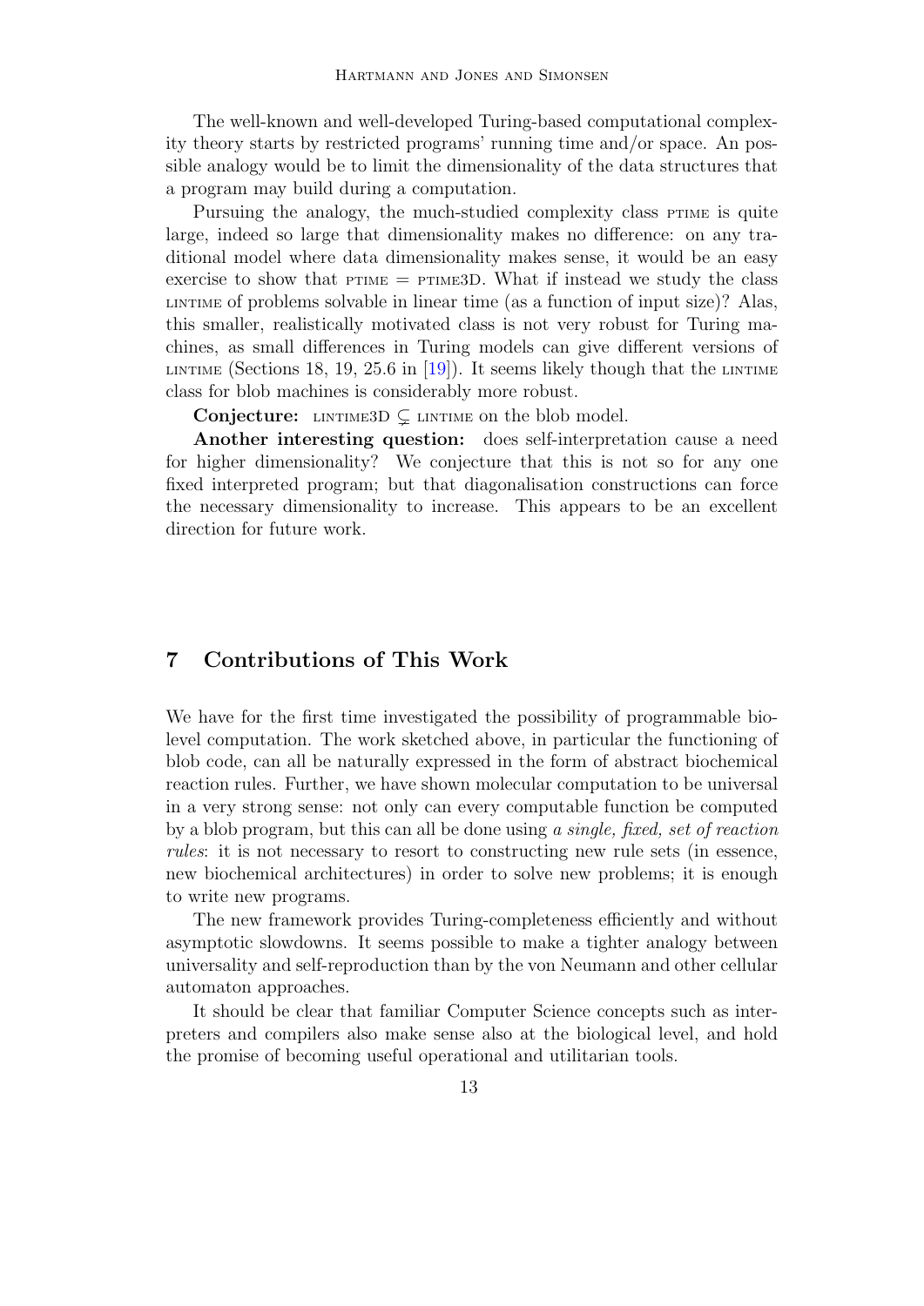The well-known and well-developed Turing-based computational complexity theory starts by restricted programs' running time and/or space. An possible analogy would be to limit the dimensionality of the data structures that a program may build during a computation.

Pursuing the analogy, the much-studied complexity class PTIME is quite large, indeed so large that dimensionality makes no difference: on any traditional model where data dimensionality makes sense, it would be an easy exercise to show that PTIME = PTIME3D. What if instead we study the class LINTIME of problems solvable in linear time (as a function of input size)? Alas, this smaller, realistically motivated class is not very robust for Turing machines, as small differences in Turing models can give different versions of LINTIME (Sections 18, 19, 25.6 in [19]). It seems likely though that the LINTIME class for blob machines is considerably more robust.

**Conjecture:** LINTIME3D $\subsetneq$ LINTIME on the blob model.

**Another interesting question:** does self-interpretation cause a need for higher dimensionality? We conjecture that this is not so for any one fixed interpreted program; but that diagonalisation constructions can force the necessary dimensionality to increase. This appears to be an excellent direction for future work.

## 7 Contributions of This Work

We have for the first time investigated the possibility of programmable bio-level computation. The work sketched above, in particular the functioning of blob code, can all be naturally expressed in the form of abstract biochemical reaction rules. Further, we have shown molecular computation to be universal in a very strong sense: not only can every computable function be computed by a blob program, but this can all be done using *a single, fixed, set of reaction rules*: it is not necessary to resort to constructing new rule sets (in essence, new biochemical architectures) in order to solve new problems; it is enough to write new programs.

The new framework provides Turing-completeness efficiently and without asymptotic slowdowns. It seems possible to make a tighter analogy between universality and self-reproduction than by the von Neumann and other cellular automaton approaches.

It should be clear that familiar Computer Science concepts such as interpreters and compilers also make sense also at the biological level, and hold the promise of becoming useful operational and utilitarian tools.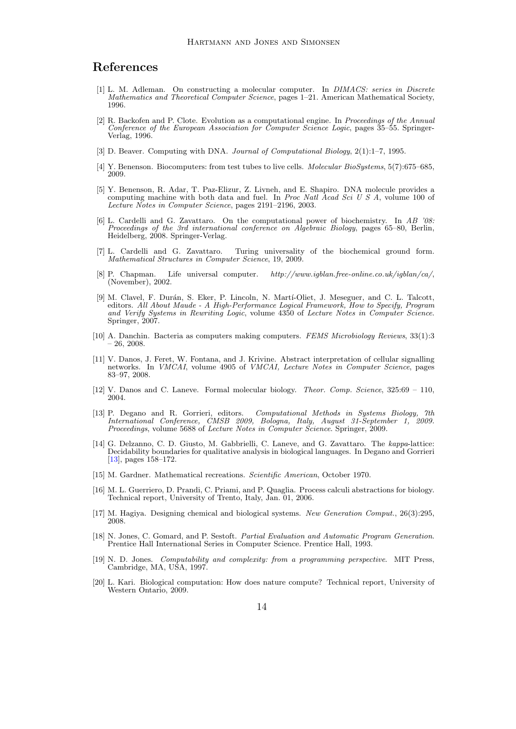# References

[1] L. M. Adleman. On constructing a molecular computer. In *DIMACS: series in Discrete Mathematics and Theoretical Computer Science*, pages 1–21. American Mathematical Society, 1996.

[2] R. Backofen and P. Clote. Evolution as a computational engine. In *Proceedings of the Annual Conference of the European Association for Computer Science Logic*, pages 35–55. Springer-Verlag, 1996.

[3] D. Beaver. Computing with DNA. *Journal of Computational Biology*, 2(1):1–7, 1995.

[4] Y. Benenson. Biocomputers: from test tubes to live cells. *Molecular BioSystems*, 5(7):675–685, 2009.

[5] Y. Benenson, R. Adar, T. Paz-Elizur, Z. Livneh, and E. Shapiro. DNA molecule provides a computing machine with both data and fuel. In *Proc Natl Acad Sci U S A*, volume 100 of *Lecture Notes in Computer Science*, pages 2191–2196, 2003.

[6] L. Cardelli and G. Zavattaro. On the computational power of biochemistry. In *AB '08: Proceedings of the 3rd international conference on Algebraic Biology*, pages 65–80, Berlin, Heidelberg, 2008. Springer-Verlag.

[7] L. Cardelli and G. Zavattaro. Turing universality of the biochemical ground form. *Mathematical Structures in Computer Science*, 19, 2009.

[8] P. Chapman. Life universal computer. *http://www.igblan.free-online.co.uk/igblan/ca/*, (November), 2002.

[9] M. Clavel, F. Durán, S. Eker, P. Lincoln, N. Martí-Oliet, J. Meseguer, and C. L. Talcott, editors. *All About Maude - A High-Performance Logical Framework, How to Specify, Program and Verify Systems in Rewriting Logic*, volume 4350 of *Lecture Notes in Computer Science*. Springer, 2007.

[10] A. Danchin. Bacteria as computers making computers. *FEMS Microbiology Reviews*, 33(1):3 – 26, 2008.

[11] V. Danos, J. Feret, W. Fontana, and J. Krivine. Abstract interpretation of cellular signalling networks. In *VMCAI*, volume 4905 of *VMCAI, Lecture Notes in Computer Science*, pages 83–97, 2008.

[12] V. Danos and C. Laneve. Formal molecular biology. *Theor. Comp. Science*, 325:69 – 110, 2004.

[13] P. Degano and R. Gorrieri, editors. *Computational Methods in Systems Biology, 7th International Conference, CMSB 2009, Bologna, Italy, August 31-September 1, 2009. Proceedings*, volume 5688 of *Lecture Notes in Computer Science*. Springer, 2009.

[14] G. Delzanno, C. D. Giusto, M. Gabbrielli, C. Laneve, and G. Zavattaro. The *kappa*-lattice: Decidability boundaries for qualitative analysis in biological languages. In Degano and Gorrieri [13], pages 158–172.

[15] M. Gardner. Mathematical recreations. *Scientific American*, October 1970.

[16] M. L. Guerriero, D. Prandi, C. Priami, and P. Quaglia. Process calculi abstractions for biology. Technical report, University of Trento, Italy, Jan. 01, 2006.

[17] M. Hagiya. Designing chemical and biological systems. *New Generation Comput.*, 26(3):295, 2008.

[18] N. Jones, C. Gomard, and P. Sestoft. *Partial Evaluation and Automatic Program Generation*. Prentice Hall International Series in Computer Science. Prentice Hall, 1993.

[19] N. D. Jones. *Computability and complexity: from a programming perspective.* MIT Press, Cambridge, MA, USA, 1997.

[20] L. Kari. Biological computation: How does nature compute? Technical report, University of Western Ontario, 2009.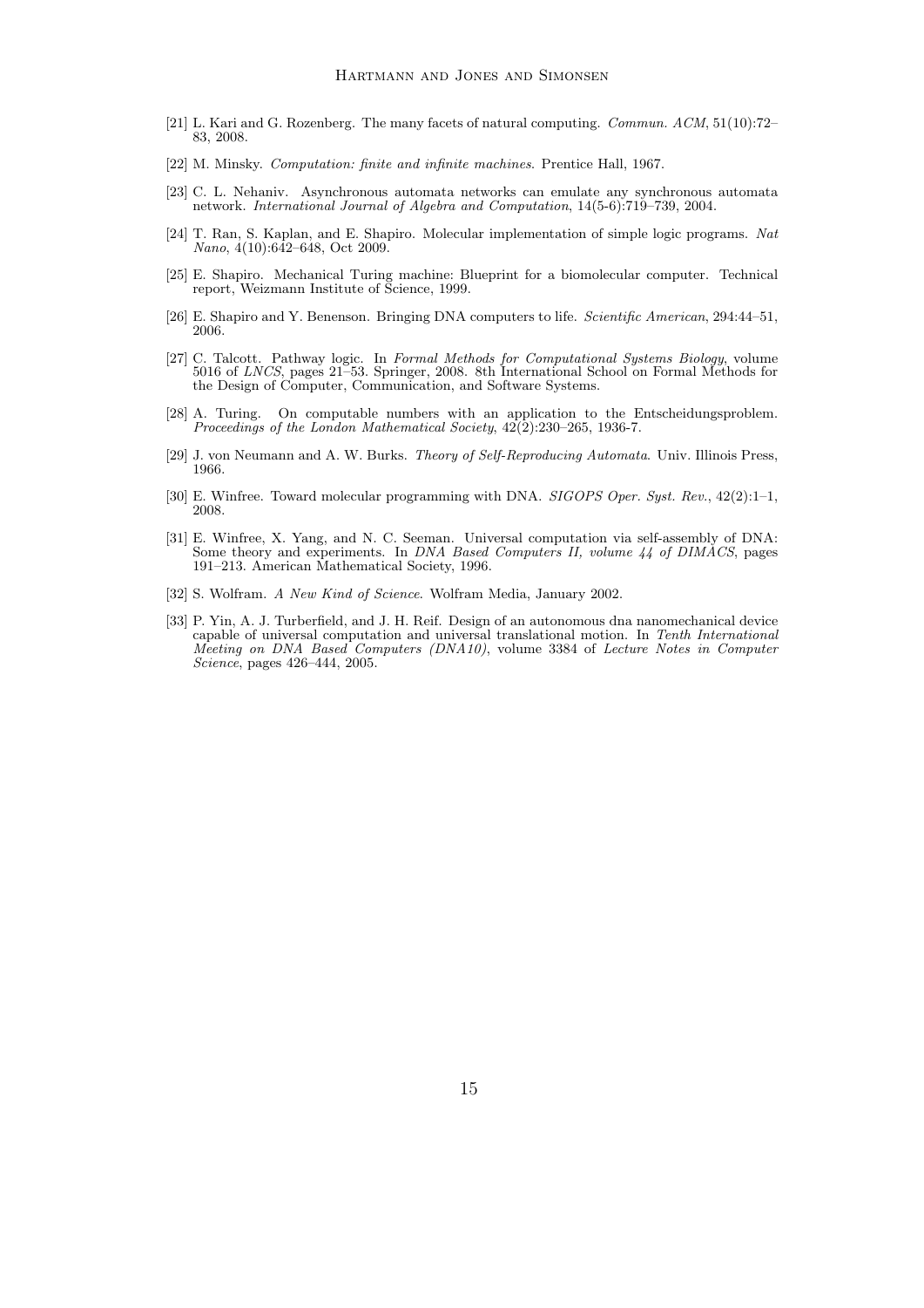[21] L. Kari and G. Rozenberg. The many facets of natural computing. *Commun. ACM*, 51(10):72–83, 2008.

[22] M. Minsky. *Computation: finite and infinite machines*. Prentice Hall, 1967.

[23] C. L. Nehaniv. Asynchronous automata networks can emulate any synchronous automata network. *International Journal of Algebra and Computation*, 14(5-6):719–739, 2004.

[24] T. Ran, S. Kaplan, and E. Shapiro. Molecular implementation of simple logic programs. *Nat Nano*, 4(10):642–648, Oct 2009.

[25] E. Shapiro. Mechanical Turing machine: Blueprint for a biomolecular computer. Technical report, Weizmann Institute of Science, 1999.

[26] E. Shapiro and Y. Benenson. Bringing DNA computers to life. *Scientific American*, 294:44–51, 2006.

[27] C. Talcott. Pathway logic. In *Formal Methods for Computational Systems Biology*, volume 5016 of *LNCS*, pages 21–53. Springer, 2008. 8th International School on Formal Methods for the Design of Computer, Communication, and Software Systems.

[28] A. Turing. On computable numbers with an application to the Entscheidungsproblem. *Proceedings of the London Mathematical Society*, 42(2):230–265, 1936-7.

[29] J. von Neumann and A. W. Burks. *Theory of Self-Reproducing Automata*. Univ. Illinois Press, 1966.

[30] E. Winfree. Toward molecular programming with DNA. *SIGOPS Oper. Syst. Rev.*, 42(2):1–1, 2008.

[31] E. Winfree, X. Yang, and N. C. Seeman. Universal computation via self-assembly of DNA: Some theory and experiments. In *DNA Based Computers II, volume 44 of DIMACS*, pages 191–213. American Mathematical Society, 1996.

[32] S. Wolfram. *A New Kind of Science*. Wolfram Media, January 2002.

[33] P. Yin, A. J. Turberfield, and J. H. Reif. Design of an autonomous dna nanomechanical device capable of universal computation and universal translational motion. In *Tenth International Meeting on DNA Based Computers (DNA10)*, volume 3384 of *Lecture Notes in Computer Science*, pages 426–444, 2005.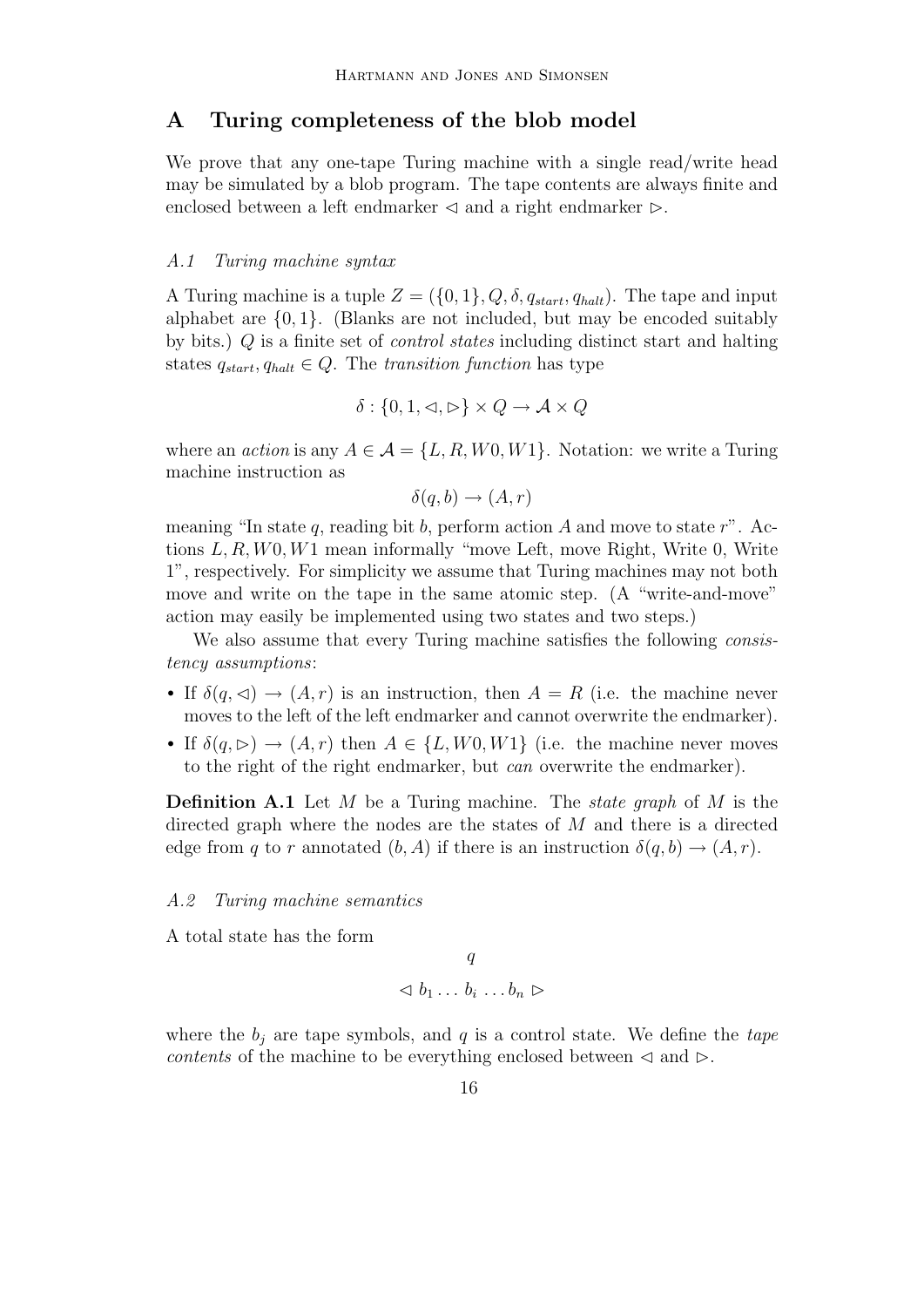# A Turing completeness of the blob model

We prove that any one-tape Turing machine with a single read/write head may be simulated by a blob program. The tape contents are always finite and enclosed between a left endmarker $\triangleleft$ and a right endmarker $\triangleright$.

### *A.1 Turing machine syntax*

A Turing machine is a tuple $Z = (\{0,1\}, Q, \delta, q_{start}, q_{halt})$. The tape and input alphabet are $\{0,1\}$. (Blanks are not included, but may be encoded suitably by bits.) $Q$ is a finite set of *control states* including distinct start and halting states $q_{start}, q_{halt} \in Q$. The *transition function* has type

$$\delta : \{0, 1, \triangleleft, \triangleright\} \times Q \rightarrow \mathcal{A} \times Q$$

where an *action* is any $A \in \mathcal{A} = \{L, R, W0, W1\}$. Notation: we write a Turing machine instruction as

$$\delta(q, b) \rightarrow (A, r)$$

meaning "In state $q$, reading bit $b$, perform action $A$ and move to state $r$". Actions $L, R, W0, W1$ mean informally "move Left, move Right, Write 0, Write 1", respectively. For simplicity we assume that Turing machines may not both move and write on the tape in the same atomic step. (A "write-and-move" action may easily be implemented using two states and two steps.)

We also assume that every Turing machine satisfies the following *consistency assumptions*:

- If $\delta(q, \triangleleft) \rightarrow (A, r)$ is an instruction, then $A = R$ (i.e. the machine never moves to the left of the left endmarker and cannot overwrite the endmarker).
- If $\delta(q, \triangleright) \rightarrow (A, r)$ then $A \in \{L, W0, W1\}$ (i.e. the machine never moves to the right of the right endmarker, but *can* overwrite the endmarker).

**Definition A.1** Let $M$ be a Turing machine. The *state graph* of $M$ is the directed graph where the nodes are the states of $M$ and there is a directed edge from $q$ to $r$ annotated $(b, A)$ if there is an instruction $\delta(q, b) \rightarrow (A, r)$.

### *A.2 Turing machine semantics*

A total state has the form

$$\begin{array}{c} q \\ \triangleleft\ b_1 \ldots\ b_i\ \ldots b_n\ \triangleright \end{array}$$

where the $b_j$ are tape symbols, and $q$ is a control state. We define the *tape contents* of the machine to be everything enclosed between $\triangleleft$ and $\triangleright$.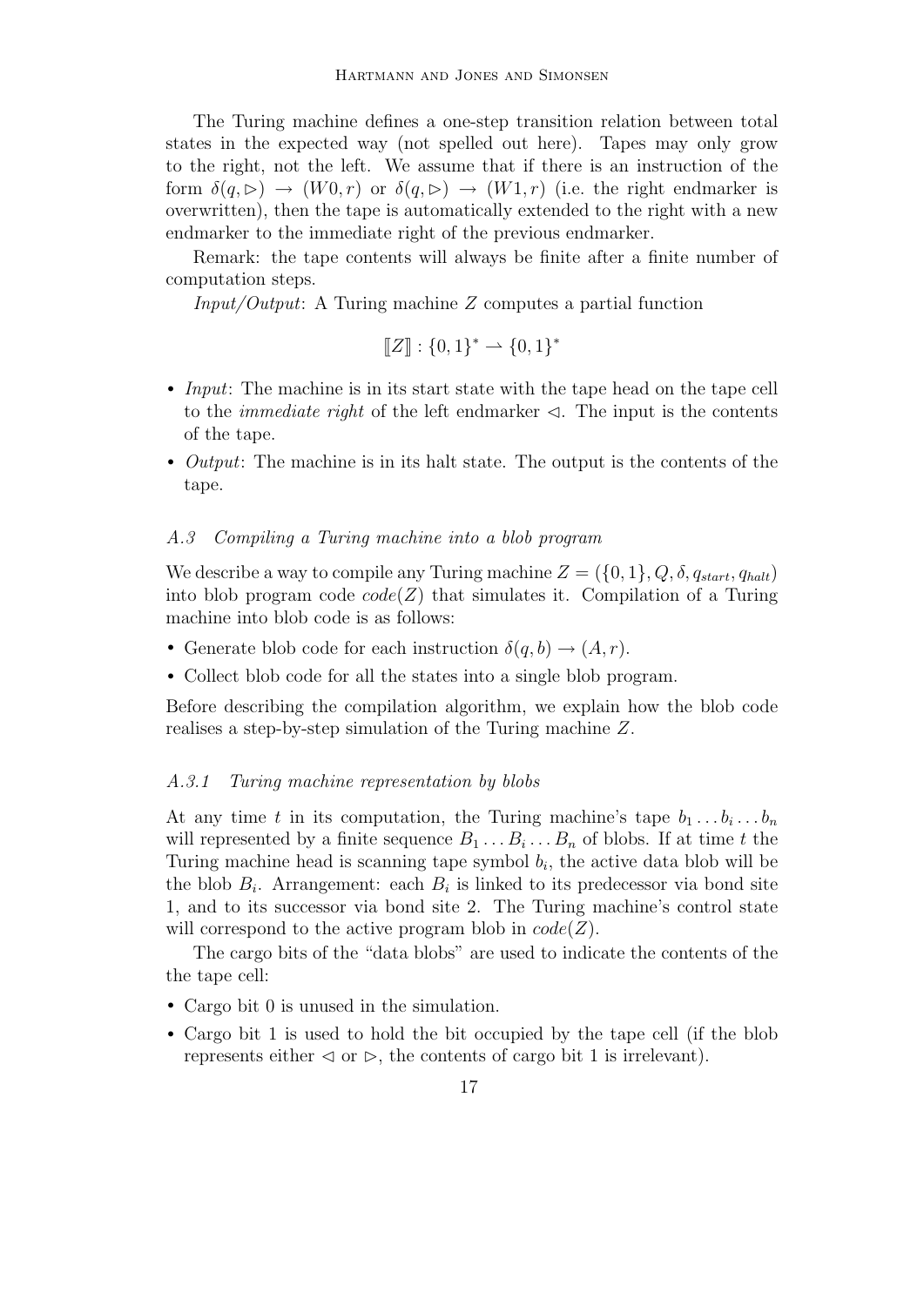The Turing machine defines a one-step transition relation between total states in the expected way (not spelled out here). Tapes may only grow to the right, not the left. We assume that if there is an instruction of the form $\delta(q, \triangleright) \rightarrow (W0, r)$ or $\delta(q, \triangleright) \rightarrow (W1, r)$ (i.e. the right endmarker is overwritten), then the tape is automatically extended to the right with a new endmarker to the immediate right of the previous endmarker.

Remark: the tape contents will always be finite after a finite number of computation steps.

*Input/Output*: A Turing machine $Z$ computes a partial function

$$[\![Z]\!] : \{0,1\}^* \rightharpoonup \{0,1\}^*$$

- *Input*: The machine is in its start state with the tape head on the tape cell to the *immediate right* of the left endmarker $\triangleleft$. The input is the contents of the tape.
- *Output*: The machine is in its halt state. The output is the contents of the tape.

### A.3 Compiling a Turing machine into a blob program

We describe a way to compile any Turing machine $Z = (\{0,1\}, Q, \delta, q_{start}, q_{halt})$ into blob program code $code(Z)$ that simulates it. Compilation of a Turing machine into blob code is as follows:

- Generate blob code for each instruction $\delta(q, b) \rightarrow (A, r)$.
- Collect blob code for all the states into a single blob program.

Before describing the compilation algorithm, we explain how the blob code realises a step-by-step simulation of the Turing machine $Z$.

#### A.3.1 Turing machine representation by blobs

At any time $t$ in its computation, the Turing machine's tape $b_1 \ldots b_i \ldots b_n$ will represented by a finite sequence $B_1 \ldots B_i \ldots B_n$ of blobs. If at time $t$ the Turing machine head is scanning tape symbol $b_i$, the active data blob will be the blob $B_i$. Arrangement: each $B_i$ is linked to its predecessor via bond site 1, and to its successor via bond site 2. The Turing machine's control state will correspond to the active program blob in $code(Z)$.

The cargo bits of the "data blobs" are used to indicate the contents of the the tape cell:

- Cargo bit 0 is unused in the simulation.
- Cargo bit 1 is used to hold the bit occupied by the tape cell (if the blob represents either $\triangleleft$ or $\triangleright$, the contents of cargo bit 1 is irrelevant).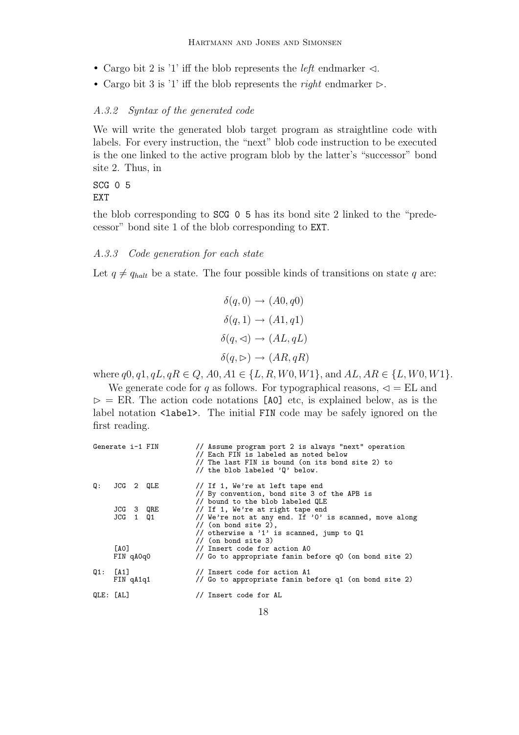- Cargo bit 2 is '1' iff the blob represents the *left* endmarker $\lhd$.
- Cargo bit 3 is '1' iff the blob represents the *right* endmarker $\rhd$.

### *A.3.2 Syntax of the generated code*

We will write the generated blob target program as straightline code with labels. For every instruction, the "next" blob code instruction to be executed is the one linked to the active program blob by the latter's "successor" bond site 2. Thus, in

```
SCG 0 5
EXT
```

the blob corresponding to `SCG 0 5` has its bond site 2 linked to the "predecessor" bond site 1 of the blob corresponding to `EXT`.

### *A.3.3 Code generation for each state*

Let $q \neq q_{halt}$ be a state. The four possible kinds of transitions on state $q$ are:

$$\delta(q, 0) \to (A0, q0)$$

$$\delta(q, 1) \to (A1, q1)$$

$$\delta(q, \lhd) \to (AL, qL)$$

$$\delta(q, \rhd) \to (AR, qR)$$

where $q0, q1, qL, qR \in Q$, $A0, A1 \in \{L, R, W0, W1\}$, and $AL, AR \in \{L, W0, W1\}$.

We generate code for $q$ as follows. For typographical reasons, $\lhd$ = EL and $\rhd$ = ER. The action code notations `[A0]` etc, is explained below, as is the label notation `<label>`. The initial `FIN` code may be safely ignored on the first reading.

```
Generate i-1 FIN         // Assume program port 2 is always "next" operation
                         // Each FIN is labeled as noted below
                         // The last FIN is bound (on its bond site 2) to
                         // the blob labeled 'Q' below.

Q:   JCG  2  QLE         // If 1, We're at left tape end
                         // By convention, bond site 3 of the APB is
                         // bound to the blob labeled QLE
     JCG  3  QRE         // If 1, We're at right tape end
     JCG  1  Q1          // We're not at any end. If '0' is scanned, move along
                         // (on bond site 2),
                         // otherwise a '1' is scanned, jump to Q1
                         // (on bond site 3)
     [A0]                // Insert code for action A0
     FIN qA0q0           // Go to appropriate fanin before q0 (on bond site 2)

Q1:  [A1]                // Insert code for action A1
     FIN qA1q1           // Go to appropriate fanin before q1 (on bond site 2)

QLE: [AL]                // Insert code for AL
```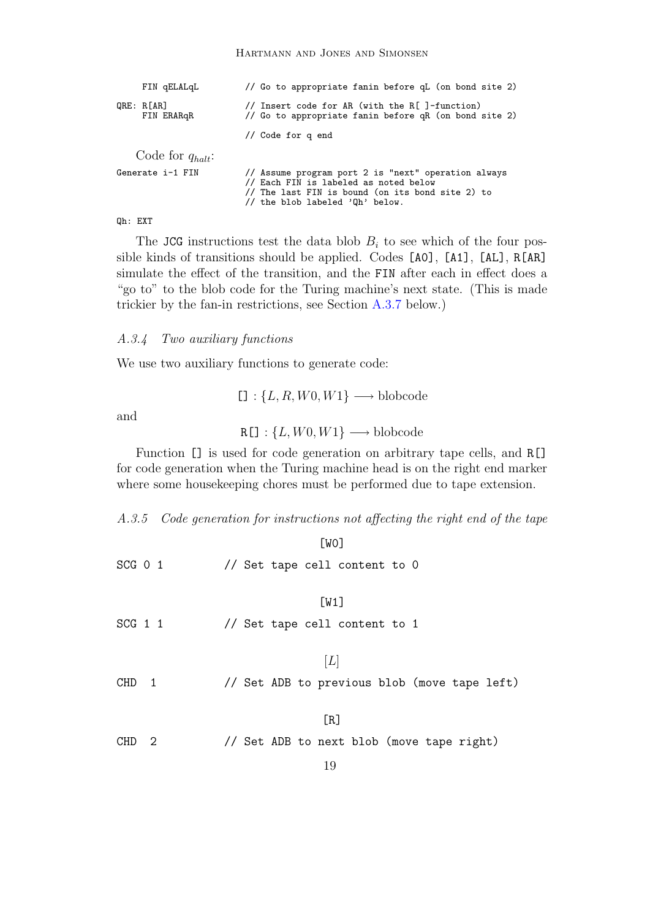```
     FIN qELALqL          // Go to appropriate fanin before qL (on bond site 2)

QRE: R[AR]                // Insert code for AR (with the R[ ]-function)
     FIN ERARqR           // Go to appropriate fanin before qR (on bond site 2)

                          // Code for q end
```

Code for $q_{halt}$:

```
Generate i-1 FIN          // Assume program port 2 is "next" operation always
                          // Each FIN is labeled as noted below
                          // The last FIN is bound (on its bond site 2) to
                          // the blob labeled 'Qh' below.

Qh: EXT
```

The JCG instructions test the data blob $B_i$ to see which of the four possible kinds of transitions should be applied. Codes [A0], [A1], [AL], R[AR] simulate the effect of the transition, and the FIN after each in effect does a "go to" to the blob code for the Turing machine's next state. (This is made trickier by the fan-in restrictions, see Section A.3.7 below.)

### *A.3.4 Two auxiliary functions*

We use two auxiliary functions to generate code:

$$[] : \{L, R, W0, W1\} \longrightarrow \text{blobcode}$$

and

$$\mathtt{R[]} : \{L, W0, W1\} \longrightarrow \text{blobcode}$$

Function [] is used for code generation on arbitrary tape cells, and R[] for code generation when the Turing machine head is on the right end marker where some housekeeping chores must be performed due to tape extension.

### *A.3.5 Code generation for instructions not affecting the right end of the tape*

[W0]

```
SCG 0 1          // Set tape cell content to 0
```

[W1]

```
SCG 1 1          // Set tape cell content to 1
```

[L]

```
CHD  1           // Set ADB to previous blob (move tape left)
```

[R]

```
CHD  2           // Set ADB to next blob (move tape right)
```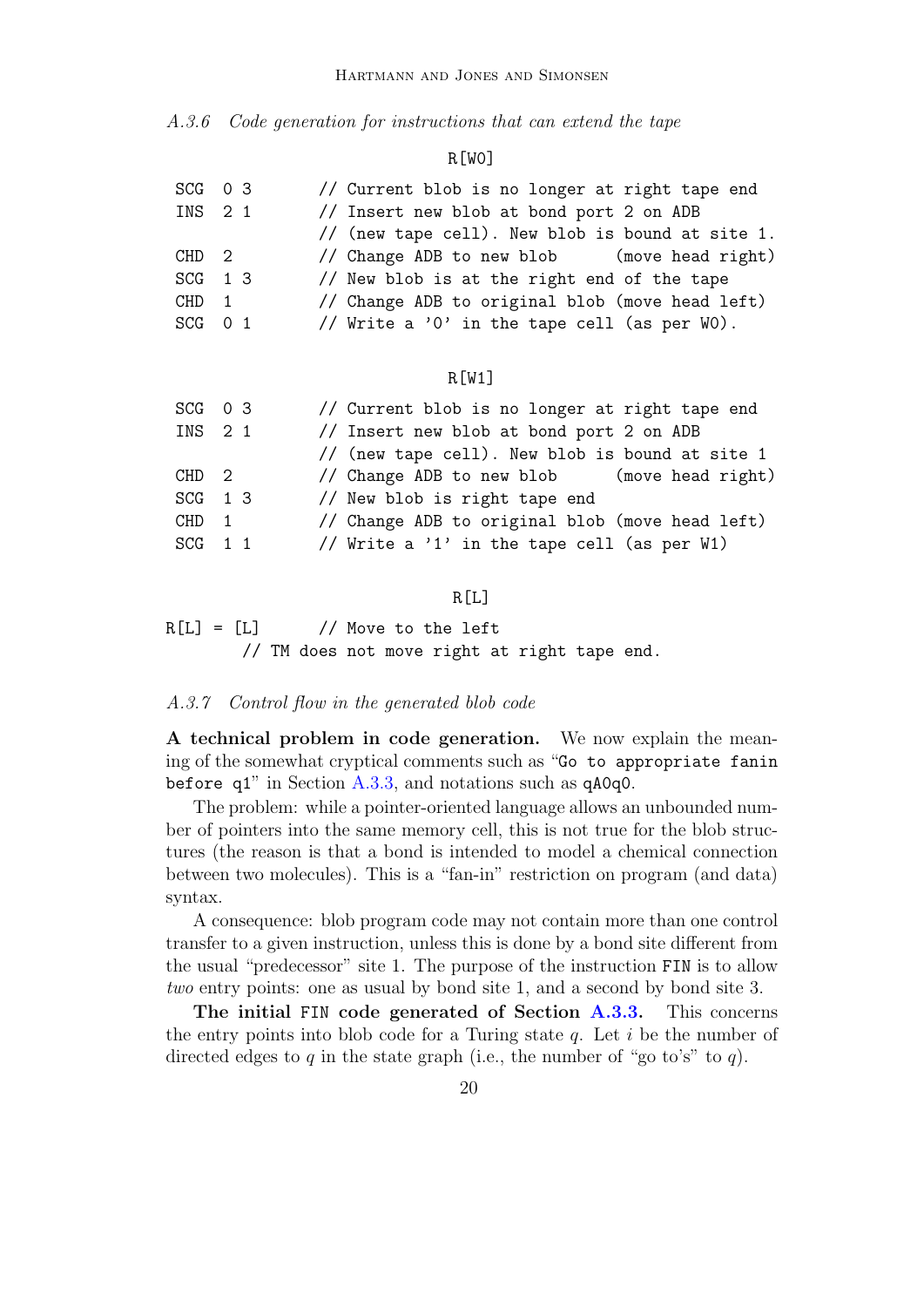*A.3.6 Code generation for instructions that can extend the tape*

R[W0]

```
SCG  0 3      // Current blob is no longer at right tape end
INS  2 1      // Insert new blob at bond port 2 on ADB
              // (new tape cell). New blob is bound at site 1.
CHD  2        // Change ADB to new blob      (move head right)
SCG  1 3      // New blob is at the right end of the tape
CHD  1        // Change ADB to original blob (move head left)
SCG  0 1      // Write a '0' in the tape cell (as per W0).
```

R[W1]

```
SCG  0 3      // Current blob is no longer at right tape end
INS  2 1      // Insert new blob at bond port 2 on ADB
              // (new tape cell). New blob is bound at site 1
CHD  2        // Change ADB to new blob      (move head right)
SCG  1 3      // New blob is right tape end
CHD  1        // Change ADB to original blob (move head left)
SCG  1 1      // Write a '1' in the tape cell (as per W1)
```

R[L]

```
R[L] = [L]      // Move to the left
        // TM does not move right at right tape end.
```

*A.3.7 Control flow in the generated blob code*

**A technical problem in code generation.** We now explain the meaning of the somewhat cryptical comments such as "`Go to appropriate fanin before q1`" in Section A.3.3, and notations such as `qA0q0`.

The problem: while a pointer-oriented language allows an unbounded number of pointers into the same memory cell, this is not true for the blob structures (the reason is that a bond is intended to model a chemical connection between two molecules). This is a "fan-in" restriction on program (and data) syntax.

A consequence: blob program code may not contain more than one control transfer to a given instruction, unless this is done by a bond site different from the usual "predecessor" site 1. The purpose of the instruction `FIN` is to allow *two* entry points: one as usual by bond site 1, and a second by bond site 3.

**The initial `FIN` code generated of Section A.3.3.** This concerns the entry points into blob code for a Turing state $q$. Let $i$ be the number of directed edges to $q$ in the state graph (i.e., the number of "go to's" to $q$).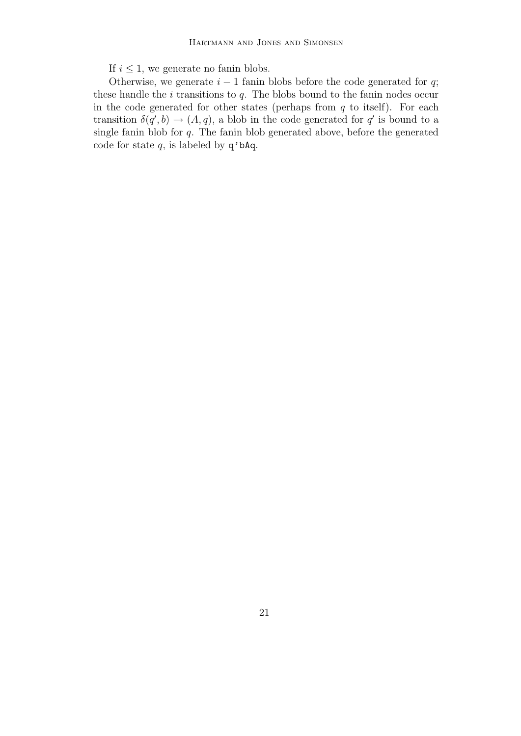If $i \leq 1$, we generate no fanin blobs.

Otherwise, we generate $i - 1$ fanin blobs before the code generated for $q$; these handle the $i$ transitions to $q$. The blobs bound to the fanin nodes occur in the code generated for other states (perhaps from $q$ to itself). For each transition $\delta(q', b) \rightarrow (A, q)$, a blob in the code generated for $q'$ is bound to a single fanin blob for $q$. The fanin blob generated above, before the generated code for state $q$, is labeled by `q'bAq`.